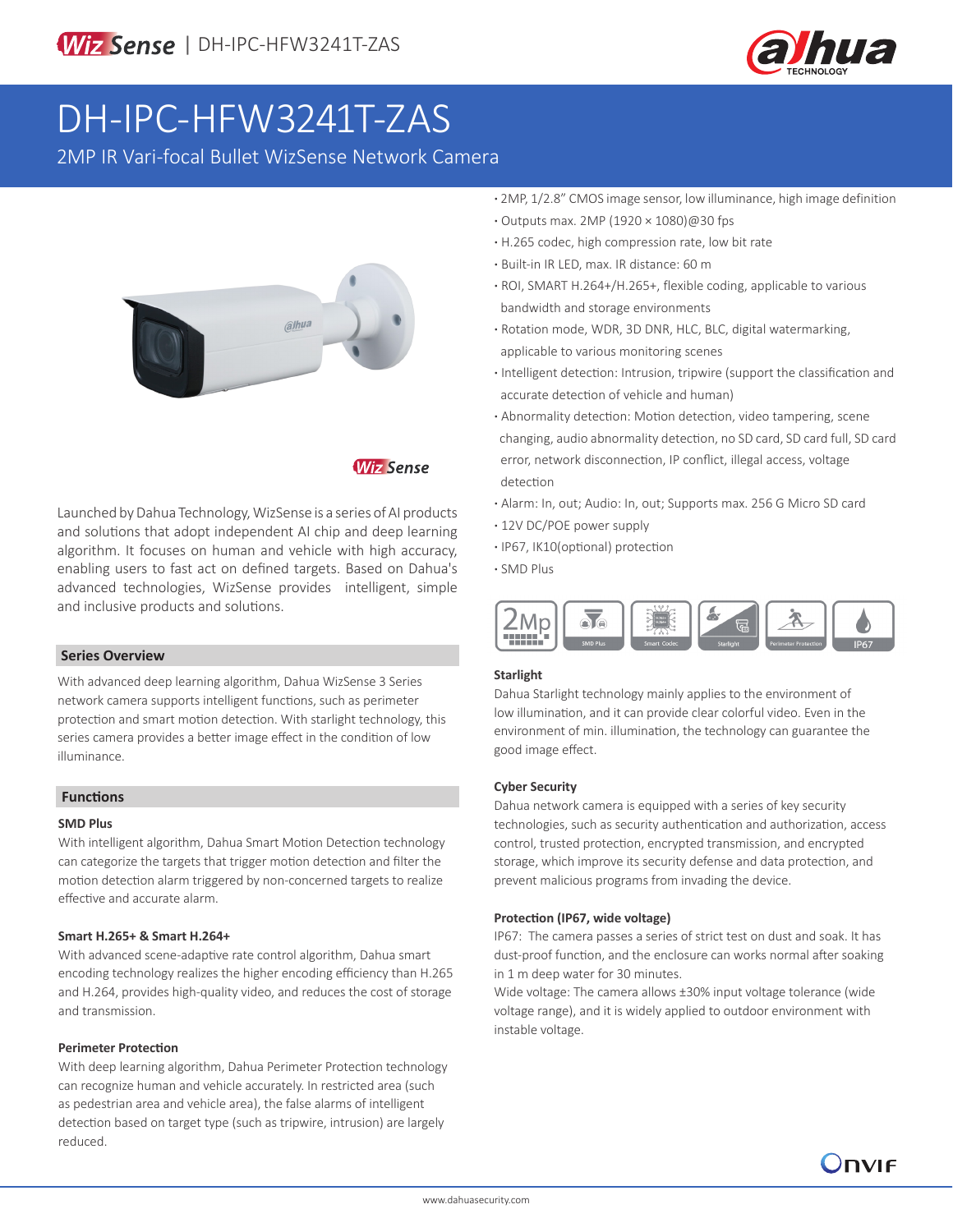WizSense | DH-IPC-HFW3241T-ZAS

# DH-IPC-HFW3241T-ZAS

2MP IR Vari-focal Bullet WizSense Network Camera

- 2MP, 1/2.8" CMOS image sensor, low illuminance, high image definition
- Outputs max. 2MP (1920 × 1080)@30 fps
- H.265 codec, high compression rate, low bit rate
- Built-in IR LED, max. IR distance: 60 m
- ROI, SMART H.264+/H.265+, flexible coding, applicable to various bandwidth and storage environments
- Rotation mode, WDR, 3D DNR, HLC, BLC, digital watermarking, applicable to various monitoring scenes
- Intelligent detection: Intrusion, tripwire (support the classification and accurate detection of vehicle and human)
- Abnormality detection: Motion detection, video tampering, scene changing, audio abnormality detection, no SD card, SD card full, SD card error, network disconnection, IP conflict, illegal access, voltage detection
- Alarm: In, out; Audio: In, out; Supports max. 256 G Micro SD card
- 12V DC/POE power supply
- IP67, IK10(optional) protection
- SMD Plus

Launched by Dahua Technology, WizSense is a series of AI products and solutions that adopt independent AI chip and deep learning algorithm. It focuses on human and vehicle with high accuracy, enabling users to fast act on defined targets. Based on Dahua's advanced technologies, WizSense provides intelligent, simple and inclusive products and solutions.

## Series Overview

With advanced deep learning algorithm, Dahua WizSense 3 Series network camera supports intelligent functions, such as perimeter protection and smart motion detection. With starlight technology, this series camera provides a better image effect in the condition of low illuminance.

## Functions

### SMD Plus

With intelligent algorithm, Dahua Smart Motion Detection technology can categorize the targets that trigger motion detection and filter the motion detection alarm triggered by non-concerned targets to realize effective and accurate alarm.

### Smart H.265+ & Smart H.264+

With advanced scene-adaptive rate control algorithm, Dahua smart encoding technology realizes the higher encoding efficiency than H.265 and H.264, provides high-quality video, and reduces the cost of storage and transmission.

### Perimeter Protection

With deep learning algorithm, Dahua Perimeter Protection technology can recognize human and vehicle accurately. In restricted area (such as pedestrian area and vehicle area), the false alarms of intelligent detection based on target type (such as tripwire, intrusion) are largely reduced.

### Starlight

Dahua Starlight technology mainly applies to the environment of low illumination, and it can provide clear colorful video. Even in the environment of min. illumination, the technology can guarantee the good image effect.

### Cyber Security

Dahua network camera is equipped with a series of key security technologies, such as security authentication and authorization, access control, trusted protection, encrypted transmission, and encrypted storage, which improve its security defense and data protection, and prevent malicious programs from invading the device.

### Protection (IP67, wide voltage)

IP67: The camera passes a series of strict test on dust and soak. It has dust-proof function, and the enclosure can works normal after soaking in 1 m deep water for 30 minutes.

Wide voltage: The camera allows ±30% input voltage tolerance (wide voltage range), and it is widely applied to outdoor environment with instable voltage.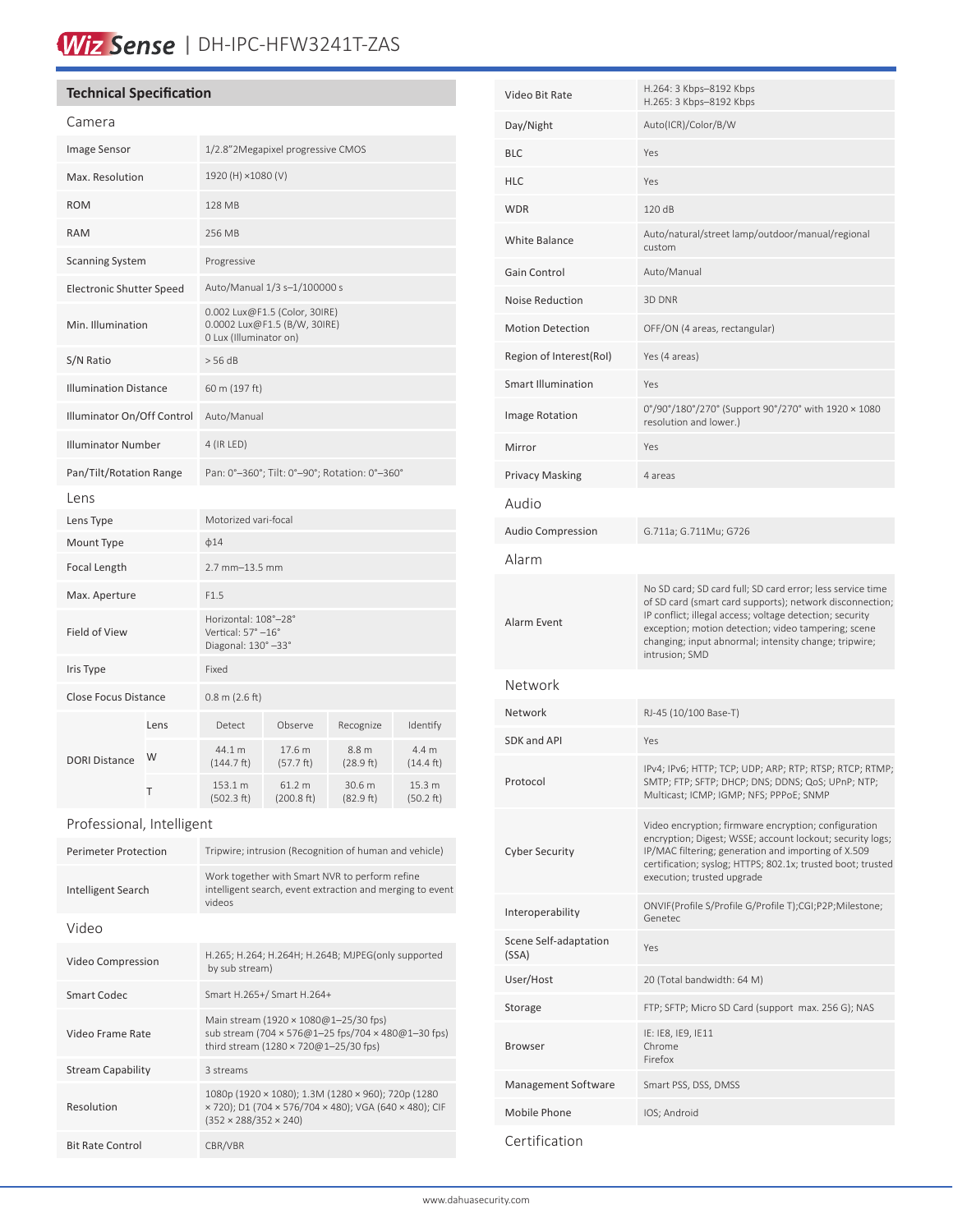# WizSense | DH-IPC-HFW3241T-ZAS

## Technical Specification

### Camera

| | |
|---|---|
| Image Sensor | 1/2.8"2Megapixel progressive CMOS |
| Max. Resolution | 1920 (H) ×1080 (V) |
| ROM | 128 MB |
| RAM | 256 MB |
| Scanning System | Progressive |
| Electronic Shutter Speed | Auto/Manual 1/3 s–1/100000 s |
| Min. Illumination | 0.002 Lux@F1.5 (Color, 30IRE)<br>0.0002 Lux@F1.5 (B/W, 30IRE)<br>0 Lux (Illuminator on) |
| S/N Ratio | > 56 dB |
| Illumination Distance | 60 m (197 ft) |
| Illuminator On/Off Control | Auto/Manual |
| Illuminator Number | 4 (IR LED) |
| Pan/Tilt/Rotation Range | Pan: 0°–360°; Tilt: 0°–90°; Rotation: 0°–360° |

### Lens

| | | | | | |
|---|---|---|---|---|---|
| Lens Type | | Motorized vari-focal | | | |
| Mount Type | | ϕ14 | | | |
| Focal Length | | 2.7 mm–13.5 mm | | | |
| Max. Aperture | | F1.5 | | | |
| Field of View | | Horizontal: 108°–28°<br>Vertical: 57° –16°<br>Diagonal: 130° –33° | | | |
| Iris Type | | Fixed | | | |
| Close Focus Distance | | 0.8 m (2.6 ft) | | | |
| DORI Distance | Lens | Detect | Observe | Recognize | Identify |
| | W | 44.1 m (144.7 ft) | 17.6 m (57.7 ft) | 8.8 m (28.9 ft) | 4.4 m (14.4 ft) |
| | T | 153.1 m (502.3 ft) | 61.2 m (200.8 ft) | 30.6 m (82.9 ft) | 15.3 m (50.2 ft) |

### Professional, Intelligent

| | |
|---|---|
| Perimeter Protection | Tripwire; intrusion (Recognition of human and vehicle) |
| Intelligent Search | Work together with Smart NVR to perform refine intelligent search, event extraction and merging to event videos |

### Video

| | |
|---|---|
| Video Compression | H.265; H.264; H.264H; H.264B; MJPEG(only supported by sub stream) |
| Smart Codec | Smart H.265+/ Smart H.264+ |
| Video Frame Rate | Main stream (1920 × 1080@1–25/30 fps)<br>sub stream (704 × 576@1–25 fps/704 × 480@1–30 fps)<br>third stream (1280 × 720@1–25/30 fps) |
| Stream Capability | 3 streams |
| Resolution | 1080p (1920 × 1080); 1.3M (1280 × 960); 720p (1280 × 720); D1 (704 × 576/704 × 480); VGA (640 × 480); CIF (352 × 288/352 × 240) |
| Bit Rate Control | CBR/VBR |
| Video Bit Rate | H.264: 3 Kbps–8192 Kbps<br>H.265: 3 Kbps–8192 Kbps |
| Day/Night | Auto(ICR)/Color/B/W |
| BLC | Yes |
| HLC | Yes |
| WDR | 120 dB |
| White Balance | Auto/natural/street lamp/outdoor/manual/regional custom |
| Gain Control | Auto/Manual |
| Noise Reduction | 3D DNR |
| Motion Detection | OFF/ON (4 areas, rectangular) |
| Region of Interest(RoI) | Yes (4 areas) |
| Smart Illumination | Yes |
| Image Rotation | 0°/90°/180°/270° (Support 90°/270° with 1920 × 1080 resolution and lower.) |
| Mirror | Yes |
| Privacy Masking | 4 areas |

### Audio

| | |
|---|---|
| Audio Compression | G.711a; G.711Mu; G726 |

### Alarm

| | |
|---|---|
| Alarm Event | No SD card; SD card full; SD card error; less service time of SD card (smart card supports); network disconnection; IP conflict; illegal access; voltage detection; security exception; motion detection; video tampering; scene changing; input abnormal; intensity change; tripwire; intrusion; SMD |

### Network

| | |
|---|---|
| Network | RJ-45 (10/100 Base-T) |
| SDK and API | Yes |
| Protocol | IPv4; IPv6; HTTP; TCP; UDP; ARP; RTP; RTSP; RTCP; RTMP; SMTP; FTP; SFTP; DHCP; DNS; DDNS; QoS; UPnP; NTP; Multicast; ICMP; IGMP; NFS; PPPoE; SNMP |
| Cyber Security | Video encryption; firmware encryption; configuration encryption; Digest; WSSE; account lockout; security logs; IP/MAC filtering; generation and importing of X.509 certification; syslog; HTTPS; 802.1x; trusted boot; trusted execution; trusted upgrade |
| Interoperability | ONVIF(Profile S/Profile G/Profile T);CGI;P2P;Milestone; Genetec |
| Scene Self-adaptation (SSA) | Yes |
| User/Host | 20 (Total bandwidth: 64 M) |
| Storage | FTP; SFTP; Micro SD Card (support max. 256 G); NAS |
| Browser | IE: IE8, IE9, IE11<br>Chrome<br>Firefox |
| Management Software | Smart PSS, DSS, DMSS |
| Mobile Phone | IOS; Android |

### Certification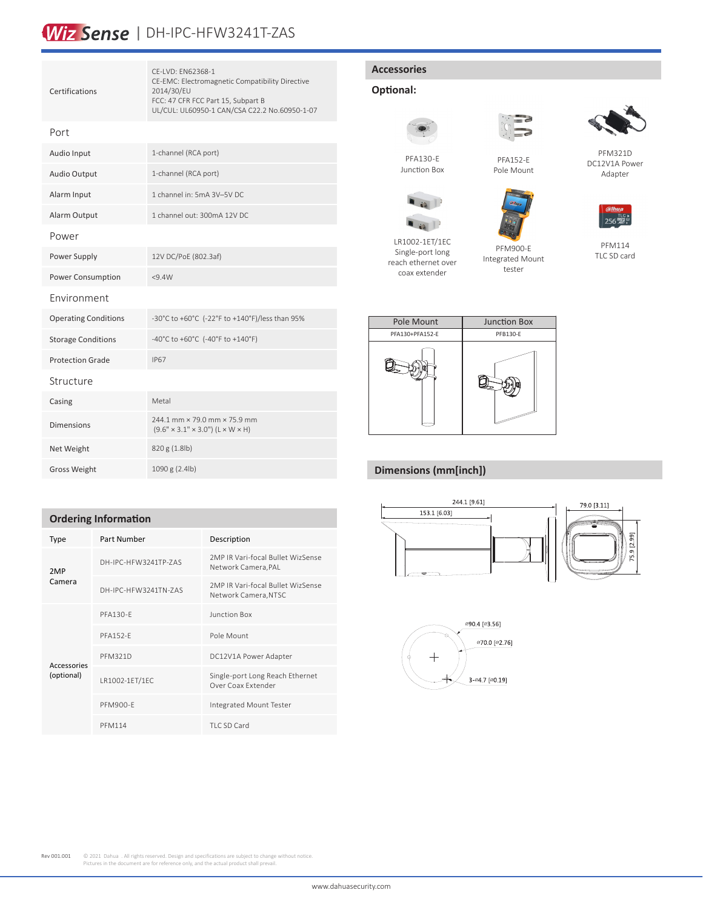# WizSense | DH-IPC-HFW3241T-ZAS

| | |
|---|---|
| Certifications | CE-LVD: EN62368-1<br>CE-EMC: Electromagnetic Compatibility Directive 2014/30/EU<br>FCC: 47 CFR FCC Part 15, Subpart B<br>UL/CUL: UL60950-1 CAN/CSA C22.2 No.60950-1-07 |
| **Port** | |
| Audio Input | 1-channel (RCA port) |
| Audio Output | 1-channel (RCA port) |
| Alarm Input | 1 channel in: 5mA 3V–5V DC |
| Alarm Output | 1 channel out: 300mA 12V DC |
| **Power** | |
| Power Supply | 12V DC/PoE (802.3af) |
| Power Consumption | <9.4W |
| **Environment** | |
| Operating Conditions | -30°C to +60°C (-22°F to +140°F)/less than 95% |
| Storage Conditions | -40°C to +60°C (-40°F to +140°F) |
| Protection Grade | IP67 |
| **Structure** | |
| Casing | Metal |
| Dimensions | 244.1 mm × 79.0 mm × 75.9 mm<br>(9.6" × 3.1" × 3.0") (L × W × H) |
| Net Weight | 820 g (1.8lb) |
| Gross Weight | 1090 g (2.4lb) |

## Ordering Information

| Type | Part Number | Description |
|---|---|---|
| 2MP Camera | DH-IPC-HFW3241TP-ZAS | 2MP IR Vari-focal Bullet WizSense Network Camera,PAL |
| | DH-IPC-HFW3241TN-ZAS | 2MP IR Vari-focal Bullet WizSense Network Camera,NTSC |
| Accessories (optional) | PFA130-E | Junction Box |
| | PFA152-E | Pole Mount |
| | PFM321D | DC12V1A Power Adapter |
| | LR1002-1ET/1EC | Single-port Long Reach Ethernet Over Coax Extender |
| | PFM900-E | Integrated Mount Tester |
| | PFM114 | TLC SD Card |

## Accessories

### Optional:

PFA130-E
Junction Box

PFA152-E
Pole Mount

PFM321D
DC12V1A Power Adapter

LR1002-1ET/1EC
Single-port long reach ethernet over coax extender

PFM900-E
Integrated Mount tester

PFM114
TLC SD card

| Pole Mount | Junction Box |
|---|---|
| PFA130+PFA152-E | PFB130-E |

## Dimensions (mm[inch])

244.1 [9.61]
153.1 [6.03]
79.0 [3.11]
75.9 [2.99]
Ø90.4 [Ø3.56]
Ø70.0 [Ø2.76]
3-Ø4.7 [Ø0.19]

Rev 001.001 © 2021 Dahua . All rights reserved. Design and specifications are subject to change without notice.
Pictures in the document are for reference only, and the actual product shall prevail.

www.dahuasecurity.com